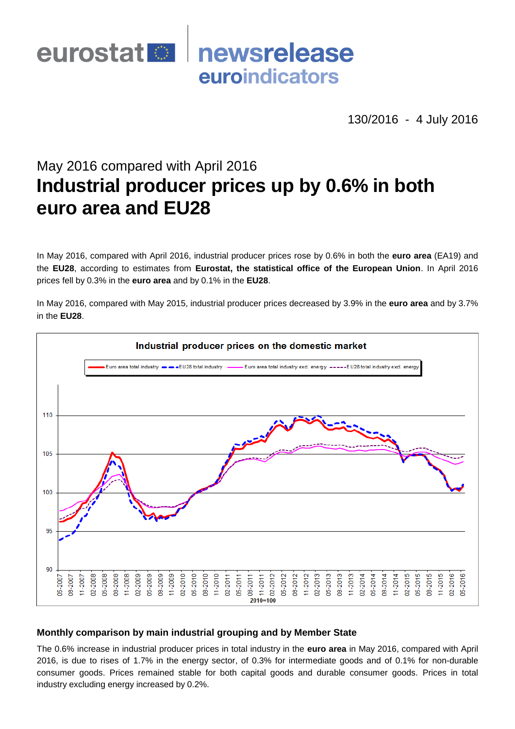eurostat newsrelease euroindicators

130/2016 - 4 July 2016

## May 2016 compared with April 2016

# Industrial producer prices up by 0.6% in both euro area and EU28

In May 2016, compared with April 2016, industrial producer prices rose by 0.6% in both the **euro area** (EA19) and the **EU28**, according to estimates from **Eurostat, the statistical office of the European Union**. In April 2016 prices fell by 0.3% in the **euro area** and by 0.1% in the **EU28**.

In May 2016, compared with May 2015, industrial producer prices decreased by 3.9% in the **euro area** and by 3.7% in the **EU28**.

### Monthly comparison by main industrial grouping and by Member State

The 0.6% increase in industrial producer prices in total industry in the **euro area** in May 2016, compared with April 2016, is due to rises of 1.7% in the energy sector, of 0.3% for intermediate goods and of 0.1% for non-durable consumer goods. Prices remained stable for both capital goods and durable consumer goods. Prices in total industry excluding energy increased by 0.2%.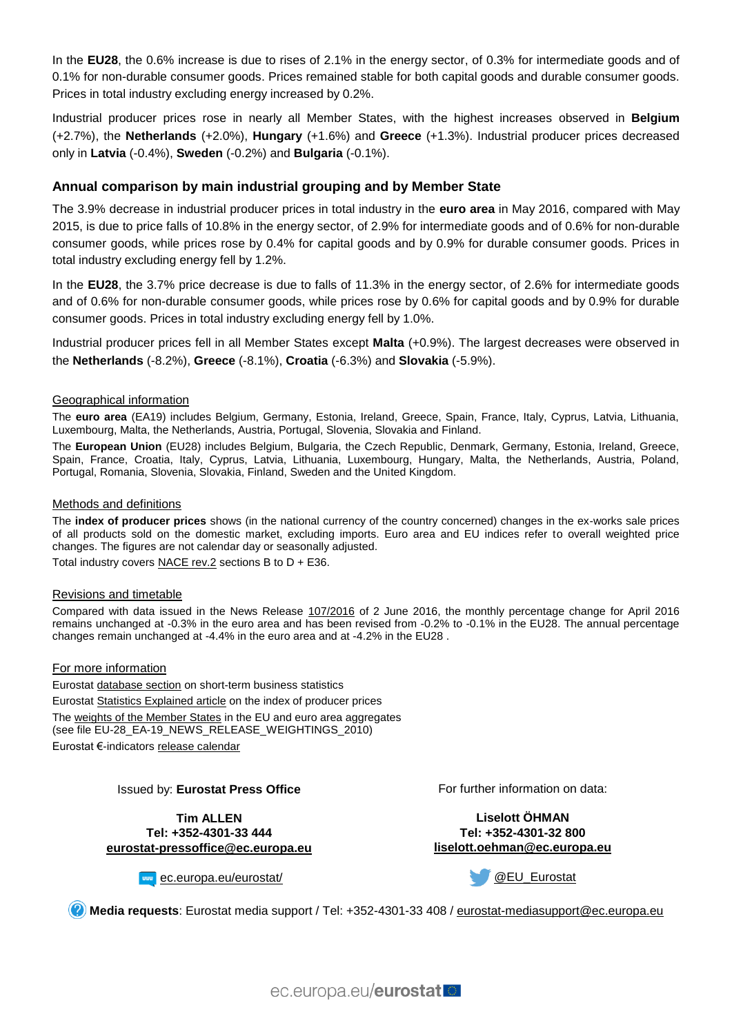In the **EU28**, the 0.6% increase is due to rises of 2.1% in the energy sector, of 0.3% for intermediate goods and of 0.1% for non-durable consumer goods. Prices remained stable for both capital goods and durable consumer goods. Prices in total industry excluding energy increased by 0.2%.

Industrial producer prices rose in nearly all Member States, with the highest increases observed in **Belgium** (+2.7%), the **Netherlands** (+2.0%), **Hungary** (+1.6%) and **Greece** (+1.3%). Industrial producer prices decreased only in **Latvia** (-0.4%), **Sweden** (-0.2%) and **Bulgaria** (-0.1%).

## Annual comparison by main industrial grouping and by Member State

The 3.9% decrease in industrial producer prices in total industry in the **euro area** in May 2016, compared with May 2015, is due to price falls of 10.8% in the energy sector, of 2.9% for intermediate goods and of 0.6% for non-durable consumer goods, while prices rose by 0.4% for capital goods and by 0.9% for durable consumer goods. Prices in total industry excluding energy fell by 1.2%.

In the **EU28**, the 3.7% price decrease is due to falls of 11.3% in the energy sector, of 2.6% for intermediate goods and of 0.6% for non-durable consumer goods, while prices rose by 0.6% for capital goods and by 0.9% for durable consumer goods. Prices in total industry excluding energy fell by 1.0%.

Industrial producer prices fell in all Member States except **Malta** (+0.9%). The largest decreases were observed in the **Netherlands** (-8.2%), **Greece** (-8.1%), **Croatia** (-6.3%) and **Slovakia** (-5.9%).

### Geographical information

The **euro area** (EA19) includes Belgium, Germany, Estonia, Ireland, Greece, Spain, France, Italy, Cyprus, Latvia, Lithuania, Luxembourg, Malta, the Netherlands, Austria, Portugal, Slovenia, Slovakia and Finland.

The **European Union** (EU28) includes Belgium, Bulgaria, the Czech Republic, Denmark, Germany, Estonia, Ireland, Greece, Spain, France, Croatia, Italy, Cyprus, Latvia, Lithuania, Luxembourg, Hungary, Malta, the Netherlands, Austria, Poland, Portugal, Romania, Slovenia, Slovakia, Finland, Sweden and the United Kingdom.

### Methods and definitions

The **index of producer prices** shows (in the national currency of the country concerned) changes in the ex-works sale prices of all products sold on the domestic market, excluding imports. Euro area and EU indices refer to overall weighted price changes. The figures are not calendar day or seasonally adjusted.

Total industry covers NACE rev.2 sections B to D + E36.

### Revisions and timetable

Compared with data issued in the News Release 107/2016 of 2 June 2016, the monthly percentage change for April 2016 remains unchanged at -0.3% in the euro area and has been revised from -0.2% to -0.1% in the EU28. The annual percentage changes remain unchanged at -4.4% in the euro area and at -4.2% in the EU28 .

### For more information

Eurostat database section on short-term business statistics

Eurostat Statistics Explained article on the index of producer prices

The weights of the Member States in the EU and euro area aggregates (see file EU-28_EA-19_NEWS_RELEASE_WEIGHTINGS_2010)

Eurostat €-indicators release calendar

Issued by: **Eurostat Press Office**

**Tim ALLEN**
**Tel: +352-4301-33 444**
**eurostat-pressoffice@ec.europa.eu**

For further information on data:

**Liselott ÖHMAN**
**Tel: +352-4301-32 800**
**liselott.oehman@ec.europa.eu**

ec.europa.eu/eurostat/

@EU_Eurostat

**Media requests**: Eurostat media support / Tel: +352-4301-33 408 / eurostat-mediasupport@ec.europa.eu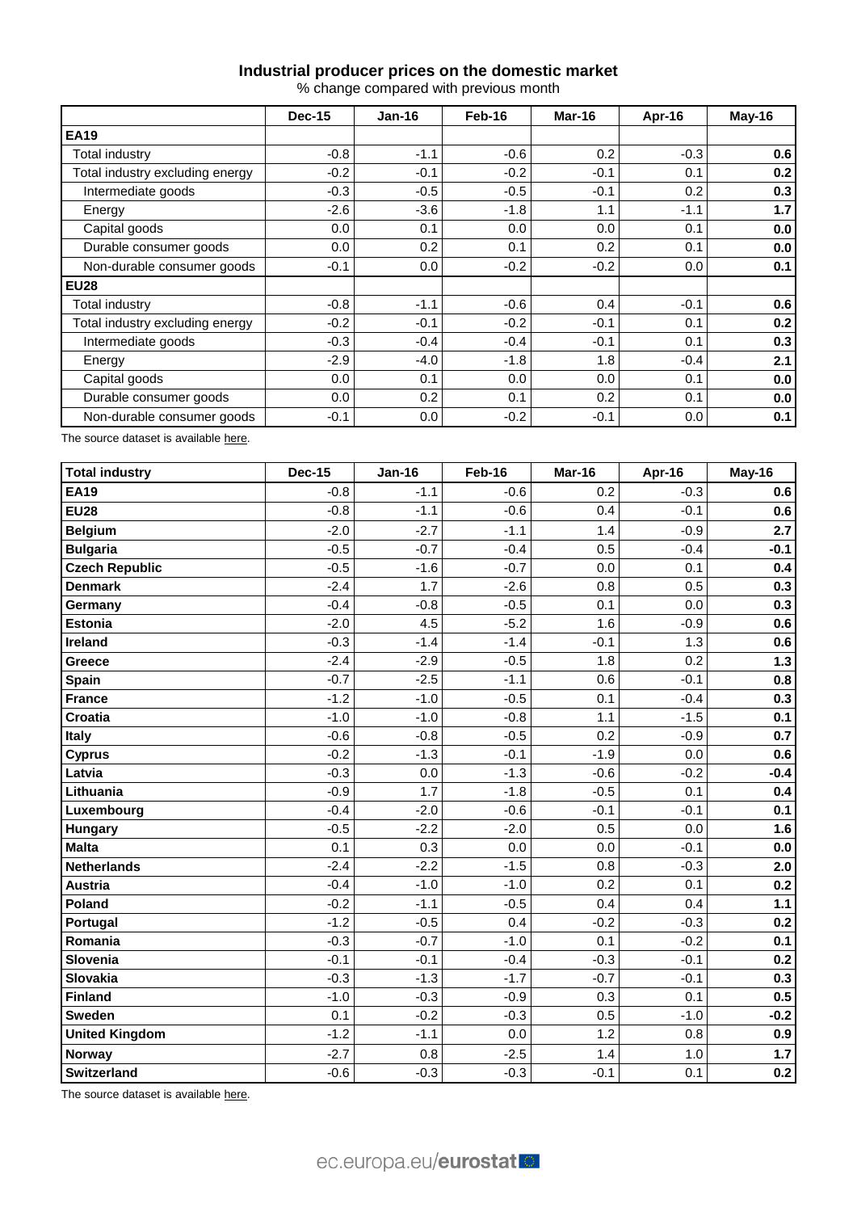## Industrial producer prices on the domestic market

% change compared with previous month

| | Dec-15 | Jan-16 | Feb-16 | Mar-16 | Apr-16 | May-16 |
|---|---|---|---|---|---|---|
| **EA19** | | | | | | |
| Total industry | -0.8 | -1.1 | -0.6 | 0.2 | -0.3 | **0.6** |
| Total industry excluding energy | -0.2 | -0.1 | -0.2 | -0.1 | 0.1 | **0.2** |
| Intermediate goods | -0.3 | -0.5 | -0.5 | -0.1 | 0.2 | **0.3** |
| Energy | -2.6 | -3.6 | -1.8 | 1.1 | -1.1 | **1.7** |
| Capital goods | 0.0 | 0.1 | 0.0 | 0.0 | 0.1 | **0.0** |
| Durable consumer goods | 0.0 | 0.2 | 0.1 | 0.2 | 0.1 | **0.0** |
| Non-durable consumer goods | -0.1 | 0.0 | -0.2 | -0.2 | 0.0 | **0.1** |
| **EU28** | | | | | | |
| Total industry | -0.8 | -1.1 | -0.6 | 0.4 | -0.1 | **0.6** |
| Total industry excluding energy | -0.2 | -0.1 | -0.2 | -0.1 | 0.1 | **0.2** |
| Intermediate goods | -0.3 | -0.4 | -0.4 | -0.1 | 0.1 | **0.3** |
| Energy | -2.9 | -4.0 | -1.8 | 1.8 | -0.4 | **2.1** |
| Capital goods | 0.0 | 0.1 | 0.0 | 0.0 | 0.1 | **0.0** |
| Durable consumer goods | 0.0 | 0.2 | 0.1 | 0.2 | 0.1 | **0.0** |
| Non-durable consumer goods | -0.1 | 0.0 | -0.2 | -0.1 | 0.0 | **0.1** |

The source dataset is available here.

| **Total industry** | Dec-15 | Jan-16 | Feb-16 | Mar-16 | Apr-16 | May-16 |
|---|---|---|---|---|---|---|
| **EA19** | -0.8 | -1.1 | -0.6 | 0.2 | -0.3 | **0.6** |
| **EU28** | -0.8 | -1.1 | -0.6 | 0.4 | -0.1 | **0.6** |
| **Belgium** | -2.0 | -2.7 | -1.1 | 1.4 | -0.9 | **2.7** |
| **Bulgaria** | -0.5 | -0.7 | -0.4 | 0.5 | -0.4 | **-0.1** |
| **Czech Republic** | -0.5 | -1.6 | -0.7 | 0.0 | 0.1 | **0.4** |
| **Denmark** | -2.4 | 1.7 | -2.6 | 0.8 | 0.5 | **0.3** |
| **Germany** | -0.4 | -0.8 | -0.5 | 0.1 | 0.0 | **0.3** |
| **Estonia** | -2.0 | 4.5 | -5.2 | 1.6 | -0.9 | **0.6** |
| **Ireland** | -0.3 | -1.4 | -1.4 | -0.1 | 1.3 | **0.6** |
| **Greece** | -2.4 | -2.9 | -0.5 | 1.8 | 0.2 | **1.3** |
| **Spain** | -0.7 | -2.5 | -1.1 | 0.6 | -0.1 | **0.8** |
| **France** | -1.2 | -1.0 | -0.5 | 0.1 | -0.4 | **0.3** |
| **Croatia** | -1.0 | -1.0 | -0.8 | 1.1 | -1.5 | **0.1** |
| **Italy** | -0.6 | -0.8 | -0.5 | 0.2 | -0.9 | **0.7** |
| **Cyprus** | -0.2 | -1.3 | -0.1 | -1.9 | 0.0 | **0.6** |
| **Latvia** | -0.3 | 0.0 | -1.3 | -0.6 | -0.2 | **-0.4** |
| **Lithuania** | -0.9 | 1.7 | -1.8 | -0.5 | 0.1 | **0.4** |
| **Luxembourg** | -0.4 | -2.0 | -0.6 | -0.1 | -0.1 | **0.1** |
| **Hungary** | -0.5 | -2.2 | -2.0 | 0.5 | 0.0 | **1.6** |
| **Malta** | 0.1 | 0.3 | 0.0 | 0.0 | -0.1 | **0.0** |
| **Netherlands** | -2.4 | -2.2 | -1.5 | 0.8 | -0.3 | **2.0** |
| **Austria** | -0.4 | -1.0 | -1.0 | 0.2 | 0.1 | **0.2** |
| **Poland** | -0.2 | -1.1 | -0.5 | 0.4 | 0.4 | **1.1** |
| **Portugal** | -1.2 | -0.5 | 0.4 | -0.2 | -0.3 | **0.2** |
| **Romania** | -0.3 | -0.7 | -1.0 | 0.1 | -0.2 | **0.1** |
| **Slovenia** | -0.1 | -0.1 | -0.4 | -0.3 | -0.1 | **0.2** |
| **Slovakia** | -0.3 | -1.3 | -1.7 | -0.7 | -0.1 | **0.3** |
| **Finland** | -1.0 | -0.3 | -0.9 | 0.3 | 0.1 | **0.5** |
| **Sweden** | 0.1 | -0.2 | -0.3 | 0.5 | -1.0 | **-0.2** |
| **United Kingdom** | -1.2 | -1.1 | 0.0 | 1.2 | 0.8 | **0.9** |
| **Norway** | -2.7 | 0.8 | -2.5 | 1.4 | 1.0 | **1.7** |
| **Switzerland** | -0.6 | -0.3 | -0.3 | -0.1 | 0.1 | **0.2** |

The source dataset is available here.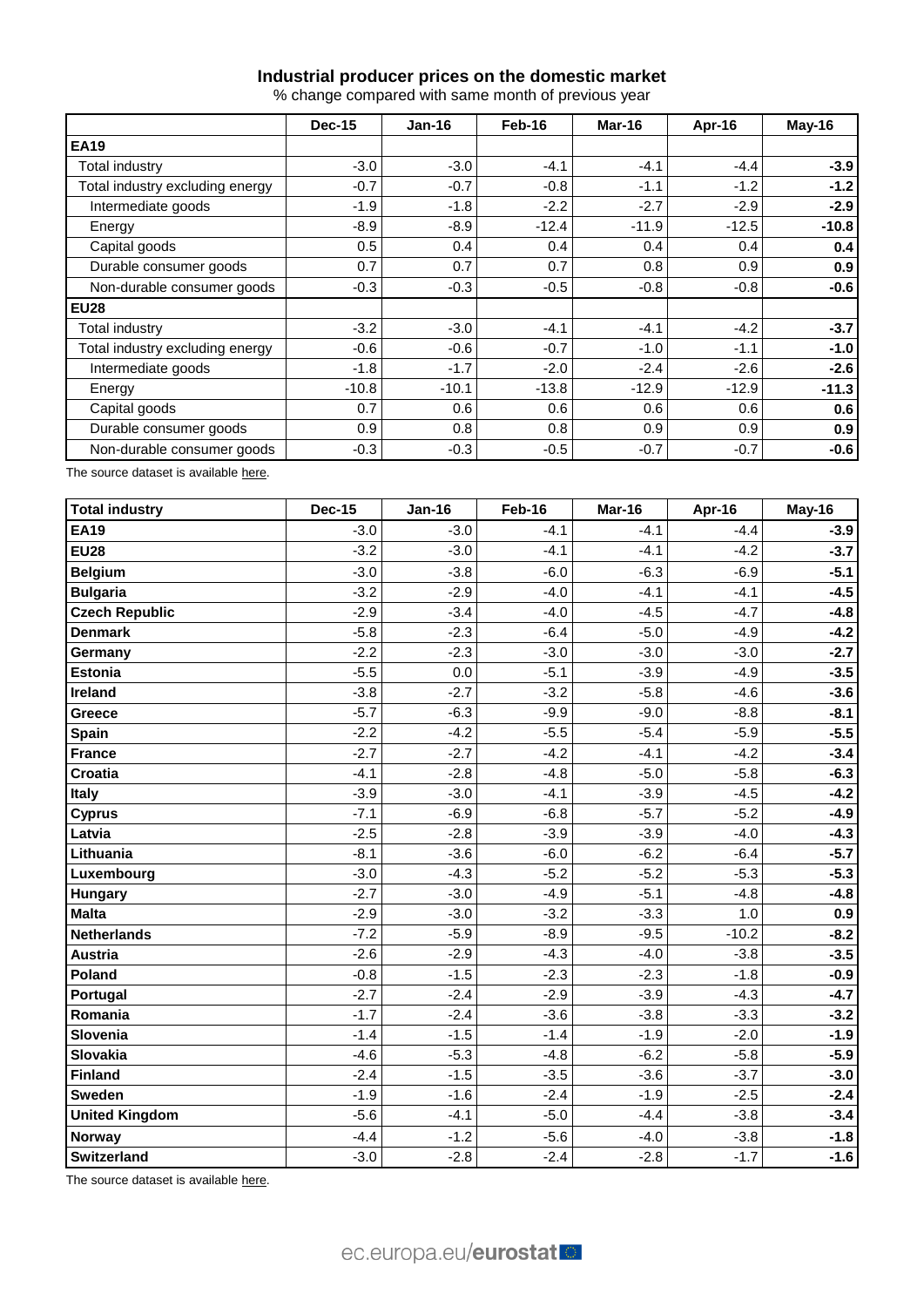### Industrial producer prices on the domestic market

% change compared with same month of previous year

| | Dec-15 | Jan-16 | Feb-16 | Mar-16 | Apr-16 | May-16 |
|---|---|---|---|---|---|---|
| **EA19** | | | | | | |
| Total industry | -3.0 | -3.0 | -4.1 | -4.1 | -4.4 | **-3.9** |
| Total industry excluding energy | -0.7 | -0.7 | -0.8 | -1.1 | -1.2 | **-1.2** |
| Intermediate goods | -1.9 | -1.8 | -2.2 | -2.7 | -2.9 | **-2.9** |
| Energy | -8.9 | -8.9 | -12.4 | -11.9 | -12.5 | **-10.8** |
| Capital goods | 0.5 | 0.4 | 0.4 | 0.4 | 0.4 | **0.4** |
| Durable consumer goods | 0.7 | 0.7 | 0.7 | 0.8 | 0.9 | **0.9** |
| Non-durable consumer goods | -0.3 | -0.3 | -0.5 | -0.8 | -0.8 | **-0.6** |
| **EU28** | | | | | | |
| Total industry | -3.2 | -3.0 | -4.1 | -4.1 | -4.2 | **-3.7** |
| Total industry excluding energy | -0.6 | -0.6 | -0.7 | -1.0 | -1.1 | **-1.0** |
| Intermediate goods | -1.8 | -1.7 | -2.0 | -2.4 | -2.6 | **-2.6** |
| Energy | -10.8 | -10.1 | -13.8 | -12.9 | -12.9 | **-11.3** |
| Capital goods | 0.7 | 0.6 | 0.6 | 0.6 | 0.6 | **0.6** |
| Durable consumer goods | 0.9 | 0.8 | 0.8 | 0.9 | 0.9 | **0.9** |
| Non-durable consumer goods | -0.3 | -0.3 | -0.5 | -0.7 | -0.7 | **-0.6** |

The source dataset is available here.

| **Total industry** | Dec-15 | Jan-16 | Feb-16 | Mar-16 | Apr-16 | May-16 |
|---|---|---|---|---|---|---|
| **EA19** | -3.0 | -3.0 | -4.1 | -4.1 | -4.4 | **-3.9** |
| **EU28** | -3.2 | -3.0 | -4.1 | -4.1 | -4.2 | **-3.7** |
| **Belgium** | -3.0 | -3.8 | -6.0 | -6.3 | -6.9 | **-5.1** |
| **Bulgaria** | -3.2 | -2.9 | -4.0 | -4.1 | -4.1 | **-4.5** |
| **Czech Republic** | -2.9 | -3.4 | -4.0 | -4.5 | -4.7 | **-4.8** |
| **Denmark** | -5.8 | -2.3 | -6.4 | -5.0 | -4.9 | **-4.2** |
| **Germany** | -2.2 | -2.3 | -3.0 | -3.0 | -3.0 | **-2.7** |
| **Estonia** | -5.5 | 0.0 | -5.1 | -3.9 | -4.9 | **-3.5** |
| **Ireland** | -3.8 | -2.7 | -3.2 | -5.8 | -4.6 | **-3.6** |
| **Greece** | -5.7 | -6.3 | -9.9 | -9.0 | -8.8 | **-8.1** |
| **Spain** | -2.2 | -4.2 | -5.5 | -5.4 | -5.9 | **-5.5** |
| **France** | -2.7 | -2.7 | -4.2 | -4.1 | -4.2 | **-3.4** |
| **Croatia** | -4.1 | -2.8 | -4.8 | -5.0 | -5.8 | **-6.3** |
| **Italy** | -3.9 | -3.0 | -4.1 | -3.9 | -4.5 | **-4.2** |
| **Cyprus** | -7.1 | -6.9 | -6.8 | -5.7 | -5.2 | **-4.9** |
| **Latvia** | -2.5 | -2.8 | -3.9 | -3.9 | -4.0 | **-4.3** |
| **Lithuania** | -8.1 | -3.6 | -6.0 | -6.2 | -6.4 | **-5.7** |
| **Luxembourg** | -3.0 | -4.3 | -5.2 | -5.2 | -5.3 | **-5.3** |
| **Hungary** | -2.7 | -3.0 | -4.9 | -5.1 | -4.8 | **-4.8** |
| **Malta** | -2.9 | -3.0 | -3.2 | -3.3 | 1.0 | **0.9** |
| **Netherlands** | -7.2 | -5.9 | -8.9 | -9.5 | -10.2 | **-8.2** |
| **Austria** | -2.6 | -2.9 | -4.3 | -4.0 | -3.8 | **-3.5** |
| **Poland** | -0.8 | -1.5 | -2.3 | -2.3 | -1.8 | **-0.9** |
| **Portugal** | -2.7 | -2.4 | -2.9 | -3.9 | -4.3 | **-4.7** |
| **Romania** | -1.7 | -2.4 | -3.6 | -3.8 | -3.3 | **-3.2** |
| **Slovenia** | -1.4 | -1.5 | -1.4 | -1.9 | -2.0 | **-1.9** |
| **Slovakia** | -4.6 | -5.3 | -4.8 | -6.2 | -5.8 | **-5.9** |
| **Finland** | -2.4 | -1.5 | -3.5 | -3.6 | -3.7 | **-3.0** |
| **Sweden** | -1.9 | -1.6 | -2.4 | -1.9 | -2.5 | **-2.4** |
| **United Kingdom** | -5.6 | -4.1 | -5.0 | -4.4 | -3.8 | **-3.4** |
| **Norway** | -4.4 | -1.2 | -5.6 | -4.0 | -3.8 | **-1.8** |
| **Switzerland** | -3.0 | -2.8 | -2.4 | -2.8 | -1.7 | **-1.6** |

The source dataset is available here.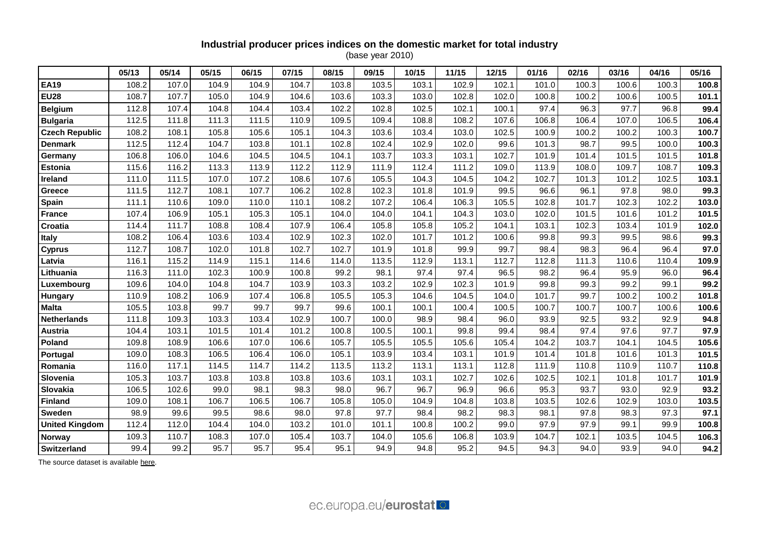**Industrial producer prices indices on the domestic market for total industry**
(base year 2010)

| | 05/13 | 05/14 | 05/15 | 06/15 | 07/15 | 08/15 | 09/15 | 10/15 | 11/15 | 12/15 | 01/16 | 02/16 | 03/16 | 04/16 | 05/16 |
|---|---|---|---|---|---|---|---|---|---|---|---|---|---|---|---|
| **EA19** | 108.2 | 107.0 | 104.9 | 104.9 | 104.7 | 103.8 | 103.5 | 103.1 | 102.9 | 102.1 | 101.0 | 100.3 | 100.6 | 100.3 | **100.8** |
| **EU28** | 108.7 | 107.7 | 105.0 | 104.9 | 104.6 | 103.6 | 103.3 | 103.0 | 102.8 | 102.0 | 100.8 | 100.2 | 100.6 | 100.5 | **101.1** |
| **Belgium** | 112.8 | 107.4 | 104.8 | 104.4 | 103.4 | 102.2 | 102.8 | 102.5 | 102.1 | 100.1 | 97.4 | 96.3 | 97.7 | 96.8 | **99.4** |
| **Bulgaria** | 112.5 | 111.8 | 111.3 | 111.5 | 110.9 | 109.5 | 109.4 | 108.8 | 108.2 | 107.6 | 106.8 | 106.4 | 107.0 | 106.5 | **106.4** |
| **Czech Republic** | 108.2 | 108.1 | 105.8 | 105.6 | 105.1 | 104.3 | 103.6 | 103.4 | 103.0 | 102.5 | 100.9 | 100.2 | 100.2 | 100.3 | **100.7** |
| **Denmark** | 112.5 | 112.4 | 104.7 | 103.8 | 101.1 | 102.8 | 102.4 | 102.9 | 102.0 | 99.6 | 101.3 | 98.7 | 99.5 | 100.0 | **100.3** |
| **Germany** | 106.8 | 106.0 | 104.6 | 104.5 | 104.5 | 104.1 | 103.7 | 103.3 | 103.1 | 102.7 | 101.9 | 101.4 | 101.5 | 101.5 | **101.8** |
| **Estonia** | 115.6 | 116.2 | 113.3 | 113.9 | 112.2 | 112.9 | 111.9 | 112.4 | 111.2 | 109.0 | 113.9 | 108.0 | 109.7 | 108.7 | **109.3** |
| **Ireland** | 111.0 | 111.5 | 107.0 | 107.2 | 108.6 | 107.6 | 105.5 | 104.3 | 104.5 | 104.2 | 102.7 | 101.3 | 101.2 | 102.5 | **103.1** |
| **Greece** | 111.5 | 112.7 | 108.1 | 107.7 | 106.2 | 102.8 | 102.3 | 101.8 | 101.9 | 99.5 | 96.6 | 96.1 | 97.8 | 98.0 | **99.3** |
| **Spain** | 111.1 | 110.6 | 109.0 | 110.0 | 110.1 | 108.2 | 107.2 | 106.4 | 106.3 | 105.5 | 102.8 | 101.7 | 102.3 | 102.2 | **103.0** |
| **France** | 107.4 | 106.9 | 105.1 | 105.3 | 105.1 | 104.0 | 104.0 | 104.1 | 104.3 | 103.0 | 102.0 | 101.5 | 101.6 | 101.2 | **101.5** |
| **Croatia** | 114.4 | 111.7 | 108.8 | 108.4 | 107.9 | 106.4 | 105.8 | 105.8 | 105.2 | 104.1 | 103.1 | 102.3 | 103.4 | 101.9 | **102.0** |
| **Italy** | 108.2 | 106.4 | 103.6 | 103.4 | 102.9 | 102.3 | 102.0 | 101.7 | 101.2 | 100.6 | 99.8 | 99.3 | 99.5 | 98.6 | **99.3** |
| **Cyprus** | 112.7 | 108.7 | 102.0 | 101.8 | 102.7 | 102.7 | 101.9 | 101.8 | 99.9 | 99.7 | 98.4 | 98.3 | 96.4 | 96.4 | **97.0** |
| **Latvia** | 116.1 | 115.2 | 114.9 | 115.1 | 114.6 | 114.0 | 113.5 | 112.9 | 113.1 | 112.7 | 112.8 | 111.3 | 110.6 | 110.4 | **109.9** |
| **Lithuania** | 116.3 | 111.0 | 102.3 | 100.9 | 100.8 | 99.2 | 98.1 | 97.4 | 97.4 | 96.5 | 98.2 | 96.4 | 95.9 | 96.0 | **96.4** |
| **Luxembourg** | 109.6 | 104.0 | 104.8 | 104.7 | 103.9 | 103.3 | 103.2 | 102.9 | 102.3 | 101.9 | 99.8 | 99.3 | 99.2 | 99.1 | **99.2** |
| **Hungary** | 110.9 | 108.2 | 106.9 | 107.4 | 106.8 | 105.5 | 105.3 | 104.6 | 104.5 | 104.0 | 101.7 | 99.7 | 100.2 | 100.2 | **101.8** |
| **Malta** | 105.5 | 103.8 | 99.7 | 99.7 | 99.7 | 99.6 | 100.1 | 100.1 | 100.4 | 100.5 | 100.7 | 100.7 | 100.7 | 100.6 | **100.6** |
| **Netherlands** | 111.8 | 109.3 | 103.3 | 103.4 | 102.9 | 100.7 | 100.0 | 98.9 | 98.4 | 96.0 | 93.9 | 92.5 | 93.2 | 92.9 | **94.8** |
| **Austria** | 104.4 | 103.1 | 101.5 | 101.4 | 101.2 | 100.8 | 100.5 | 100.1 | 99.8 | 99.4 | 98.4 | 97.4 | 97.6 | 97.7 | **97.9** |
| **Poland** | 109.8 | 108.9 | 106.6 | 107.0 | 106.6 | 105.7 | 105.5 | 105.5 | 105.6 | 105.4 | 104.2 | 103.7 | 104.1 | 104.5 | **105.6** |
| **Portugal** | 109.0 | 108.3 | 106.5 | 106.4 | 106.0 | 105.1 | 103.9 | 103.4 | 103.1 | 101.9 | 101.4 | 101.8 | 101.6 | 101.3 | **101.5** |
| **Romania** | 116.0 | 117.1 | 114.5 | 114.7 | 114.2 | 113.5 | 113.2 | 113.1 | 113.1 | 112.8 | 111.9 | 110.8 | 110.9 | 110.7 | **110.8** |
| **Slovenia** | 105.3 | 103.7 | 103.8 | 103.8 | 103.8 | 103.6 | 103.1 | 103.1 | 102.7 | 102.6 | 102.5 | 102.1 | 101.8 | 101.7 | **101.9** |
| **Slovakia** | 106.5 | 102.6 | 99.0 | 98.1 | 98.3 | 98.0 | 96.7 | 96.7 | 96.9 | 96.6 | 95.3 | 93.7 | 93.0 | 92.9 | **93.2** |
| **Finland** | 109.0 | 108.1 | 106.7 | 106.5 | 106.7 | 105.8 | 105.0 | 104.9 | 104.8 | 103.8 | 103.5 | 102.6 | 102.9 | 103.0 | **103.5** |
| **Sweden** | 98.9 | 99.6 | 99.5 | 98.6 | 98.0 | 97.8 | 97.7 | 98.4 | 98.2 | 98.3 | 98.1 | 97.8 | 98.3 | 97.3 | **97.1** |
| **United Kingdom** | 112.4 | 112.0 | 104.4 | 104.0 | 103.2 | 101.0 | 101.1 | 100.8 | 100.2 | 99.0 | 97.9 | 97.9 | 99.1 | 99.9 | **100.8** |
| **Norway** | 109.3 | 110.7 | 108.3 | 107.0 | 105.4 | 103.7 | 104.0 | 105.6 | 106.8 | 103.9 | 104.7 | 102.1 | 103.5 | 104.5 | **106.3** |
| **Switzerland** | 99.4 | 99.2 | 95.7 | 95.7 | 95.4 | 95.1 | 94.9 | 94.8 | 95.2 | 94.5 | 94.3 | 94.0 | 93.9 | 94.0 | **94.2** |

The source dataset is available here.

ec.europa.eu/eurostat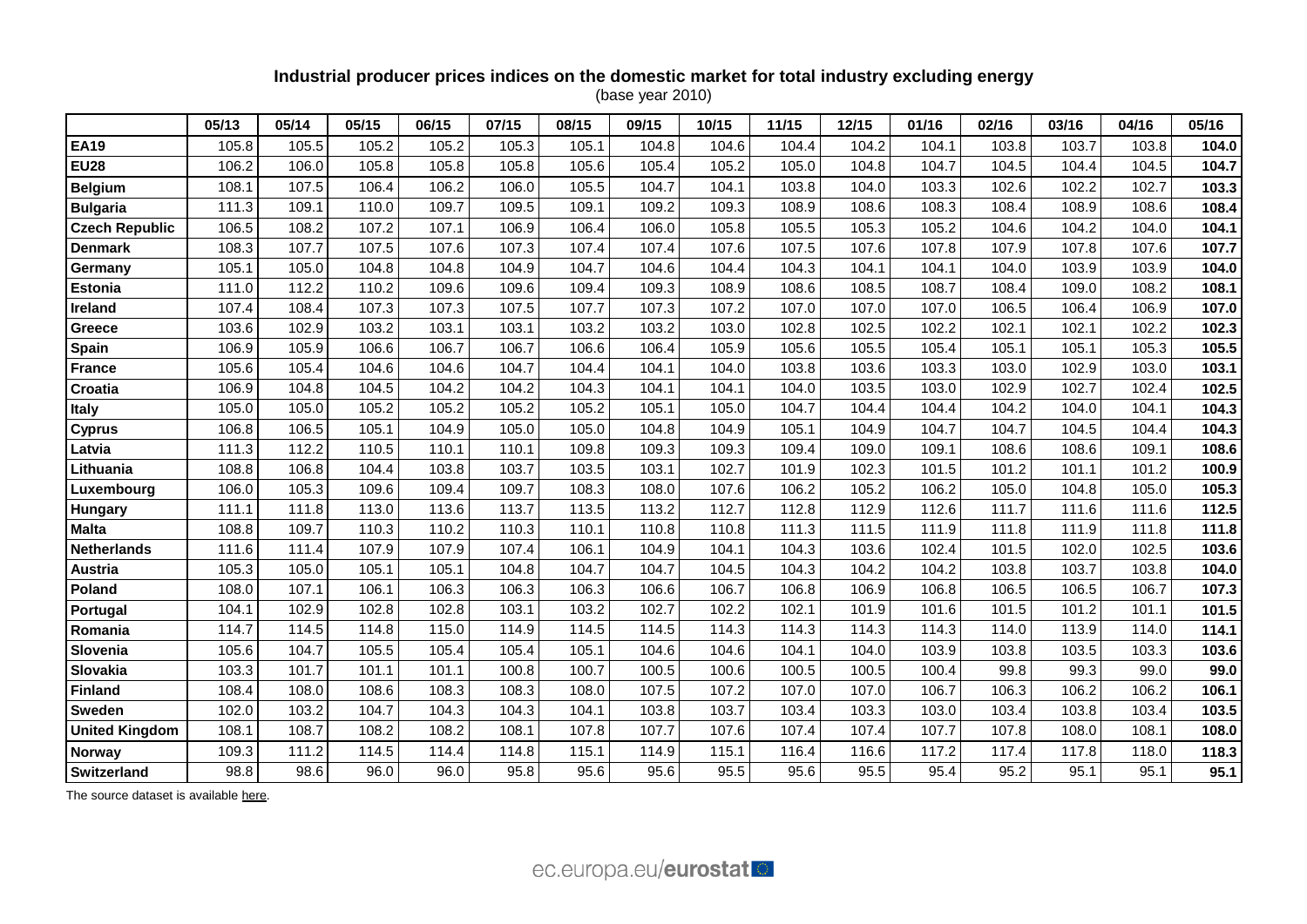**Industrial producer prices indices on the domestic market for total industry excluding energy**

(base year 2010)

| | 05/13 | 05/14 | 05/15 | 06/15 | 07/15 | 08/15 | 09/15 | 10/15 | 11/15 | 12/15 | 01/16 | 02/16 | 03/16 | 04/16 | 05/16 |
|---|---|---|---|---|---|---|---|---|---|---|---|---|---|---|---|
| **EA19** | 105.8 | 105.5 | 105.2 | 105.2 | 105.3 | 105.1 | 104.8 | 104.6 | 104.4 | 104.2 | 104.1 | 103.8 | 103.7 | 103.8 | **104.0** |
| **EU28** | 106.2 | 106.0 | 105.8 | 105.8 | 105.8 | 105.6 | 105.4 | 105.2 | 105.0 | 104.8 | 104.7 | 104.5 | 104.4 | 104.5 | **104.7** |
| **Belgium** | 108.1 | 107.5 | 106.4 | 106.2 | 106.0 | 105.5 | 104.7 | 104.1 | 103.8 | 104.0 | 103.3 | 102.6 | 102.2 | 102.7 | **103.3** |
| **Bulgaria** | 111.3 | 109.1 | 110.0 | 109.7 | 109.5 | 109.1 | 109.2 | 109.3 | 108.9 | 108.6 | 108.3 | 108.4 | 108.9 | 108.6 | **108.4** |
| **Czech Republic** | 106.5 | 108.2 | 107.2 | 107.1 | 106.9 | 106.4 | 106.0 | 105.8 | 105.5 | 105.3 | 105.2 | 104.6 | 104.2 | 104.0 | **104.1** |
| **Denmark** | 108.3 | 107.7 | 107.5 | 107.6 | 107.3 | 107.4 | 107.4 | 107.6 | 107.5 | 107.6 | 107.8 | 107.9 | 107.8 | 107.6 | **107.7** |
| **Germany** | 105.1 | 105.0 | 104.8 | 104.8 | 104.9 | 104.7 | 104.6 | 104.4 | 104.3 | 104.1 | 104.1 | 104.0 | 103.9 | 103.9 | **104.0** |
| **Estonia** | 111.0 | 112.2 | 110.2 | 109.6 | 109.6 | 109.4 | 109.3 | 108.9 | 108.6 | 108.5 | 108.7 | 108.4 | 109.0 | 108.2 | **108.1** |
| **Ireland** | 107.4 | 108.4 | 107.3 | 107.3 | 107.5 | 107.7 | 107.3 | 107.2 | 107.0 | 107.0 | 107.0 | 106.5 | 106.4 | 106.9 | **107.0** |
| **Greece** | 103.6 | 102.9 | 103.2 | 103.1 | 103.1 | 103.2 | 103.2 | 103.0 | 102.8 | 102.5 | 102.2 | 102.1 | 102.1 | 102.2 | **102.3** |
| **Spain** | 106.9 | 105.9 | 106.6 | 106.7 | 106.7 | 106.6 | 106.4 | 105.9 | 105.6 | 105.5 | 105.4 | 105.1 | 105.1 | 105.3 | **105.5** |
| **France** | 105.6 | 105.4 | 104.6 | 104.6 | 104.7 | 104.4 | 104.1 | 104.0 | 103.8 | 103.6 | 103.3 | 103.0 | 102.9 | 103.0 | **103.1** |
| **Croatia** | 106.9 | 104.8 | 104.5 | 104.2 | 104.2 | 104.3 | 104.1 | 104.1 | 104.0 | 103.5 | 103.0 | 102.9 | 102.7 | 102.4 | **102.5** |
| **Italy** | 105.0 | 105.0 | 105.2 | 105.2 | 105.2 | 105.2 | 105.1 | 105.0 | 104.7 | 104.4 | 104.4 | 104.2 | 104.0 | 104.1 | **104.3** |
| **Cyprus** | 106.8 | 106.5 | 105.1 | 104.9 | 105.0 | 105.0 | 104.8 | 104.9 | 105.1 | 104.9 | 104.7 | 104.7 | 104.5 | 104.4 | **104.3** |
| **Latvia** | 111.3 | 112.2 | 110.5 | 110.1 | 110.1 | 109.8 | 109.3 | 109.3 | 109.4 | 109.0 | 109.1 | 108.6 | 108.6 | 109.1 | **108.6** |
| **Lithuania** | 108.8 | 106.8 | 104.4 | 103.8 | 103.7 | 103.5 | 103.1 | 102.7 | 101.9 | 102.3 | 101.5 | 101.2 | 101.1 | 101.2 | **100.9** |
| **Luxembourg** | 106.0 | 105.3 | 109.6 | 109.4 | 109.7 | 108.3 | 108.0 | 107.6 | 106.2 | 105.2 | 106.2 | 105.0 | 104.8 | 105.0 | **105.3** |
| **Hungary** | 111.1 | 111.8 | 113.0 | 113.6 | 113.7 | 113.5 | 113.2 | 112.7 | 112.8 | 112.9 | 112.6 | 111.7 | 111.6 | 111.6 | **112.5** |
| **Malta** | 108.8 | 109.7 | 110.3 | 110.2 | 110.3 | 110.1 | 110.8 | 110.8 | 111.3 | 111.5 | 111.9 | 111.8 | 111.9 | 111.8 | **111.8** |
| **Netherlands** | 111.6 | 111.4 | 107.9 | 107.9 | 107.4 | 106.1 | 104.9 | 104.1 | 104.3 | 103.6 | 102.4 | 101.5 | 102.0 | 102.5 | **103.6** |
| **Austria** | 105.3 | 105.0 | 105.1 | 105.1 | 104.8 | 104.7 | 104.7 | 104.5 | 104.3 | 104.2 | 104.2 | 103.8 | 103.7 | 103.8 | **104.0** |
| **Poland** | 108.0 | 107.1 | 106.1 | 106.3 | 106.3 | 106.3 | 106.6 | 106.7 | 106.8 | 106.9 | 106.8 | 106.5 | 106.5 | 106.7 | **107.3** |
| **Portugal** | 104.1 | 102.9 | 102.8 | 102.8 | 103.1 | 103.2 | 102.7 | 102.2 | 102.1 | 101.9 | 101.6 | 101.5 | 101.2 | 101.1 | **101.5** |
| **Romania** | 114.7 | 114.5 | 114.8 | 115.0 | 114.9 | 114.5 | 114.5 | 114.3 | 114.3 | 114.3 | 114.3 | 114.0 | 113.9 | 114.0 | **114.1** |
| **Slovenia** | 105.6 | 104.7 | 105.5 | 105.4 | 105.4 | 105.1 | 104.6 | 104.6 | 104.1 | 104.0 | 103.9 | 103.8 | 103.5 | 103.3 | **103.6** |
| **Slovakia** | 103.3 | 101.7 | 101.1 | 101.1 | 100.8 | 100.7 | 100.5 | 100.6 | 100.5 | 100.5 | 100.4 | 99.8 | 99.3 | 99.0 | **99.0** |
| **Finland** | 108.4 | 108.0 | 108.6 | 108.3 | 108.3 | 108.0 | 107.5 | 107.2 | 107.0 | 107.0 | 106.7 | 106.3 | 106.2 | 106.2 | **106.1** |
| **Sweden** | 102.0 | 103.2 | 104.7 | 104.3 | 104.3 | 104.1 | 103.8 | 103.7 | 103.4 | 103.3 | 103.0 | 103.4 | 103.8 | 103.4 | **103.5** |
| **United Kingdom** | 108.1 | 108.7 | 108.2 | 108.2 | 108.1 | 107.8 | 107.7 | 107.6 | 107.4 | 107.4 | 107.7 | 107.8 | 108.0 | 108.1 | **108.0** |
| **Norway** | 109.3 | 111.2 | 114.5 | 114.4 | 114.8 | 115.1 | 114.9 | 115.1 | 116.4 | 116.6 | 117.2 | 117.4 | 117.8 | 118.0 | **118.3** |
| **Switzerland** | 98.8 | 98.6 | 96.0 | 96.0 | 95.8 | 95.6 | 95.6 | 95.5 | 95.6 | 95.5 | 95.4 | 95.2 | 95.1 | 95.1 | **95.1** |

The source dataset is available here.